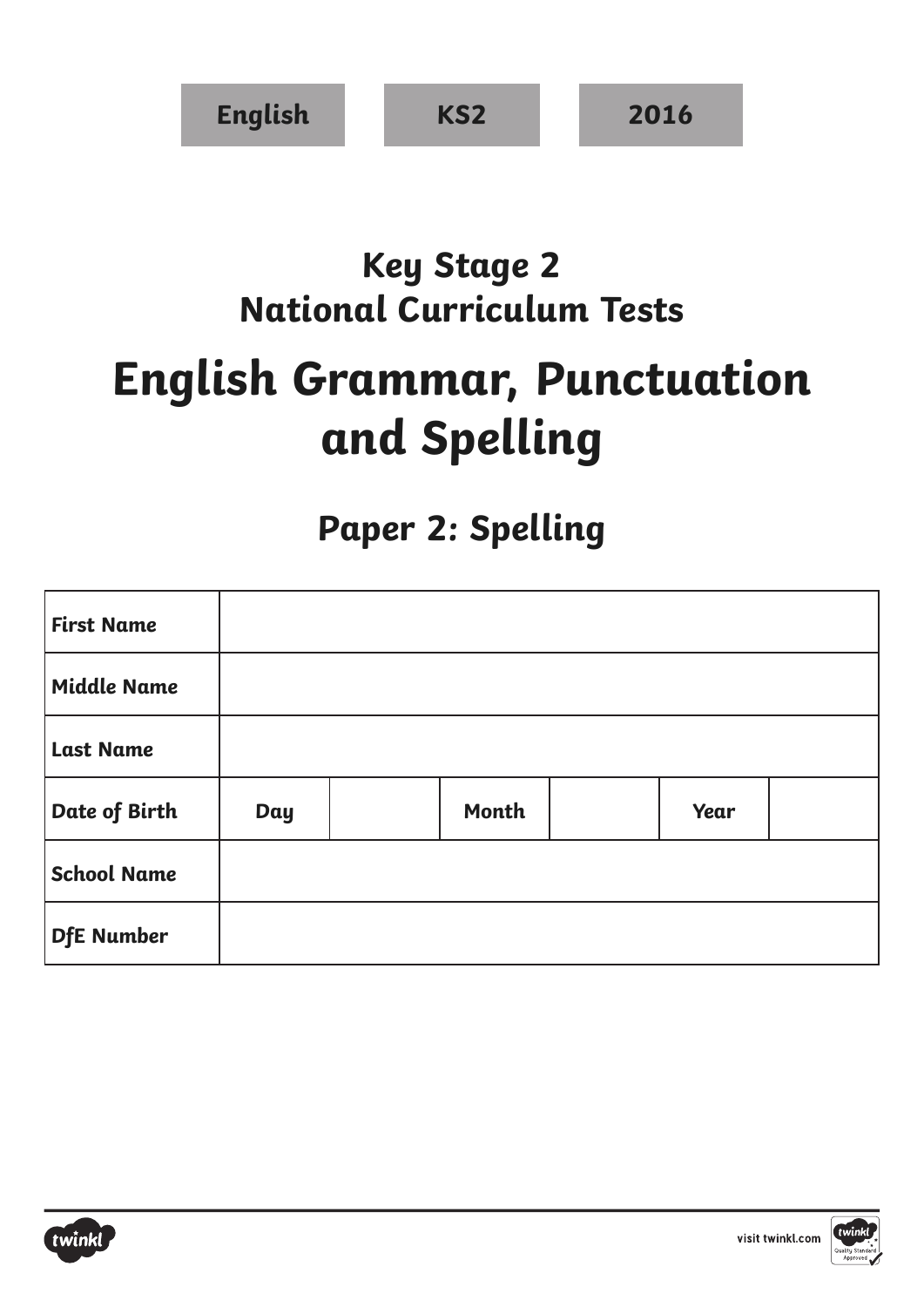English | KS2 | 2016

## Key Stage 2
## National Curriculum Tests

# English Grammar, Punctuation and Spelling

## Paper 2: Spelling

| First Name | | | | | | |
|---|---|---|---|---|---|---|
| Middle Name | | | | | | |
| Last Name | | | | | | |
| Date of Birth | Day | | Month | | Year | |
| School Name | | | | | | |
| DfE Number | | | | | | |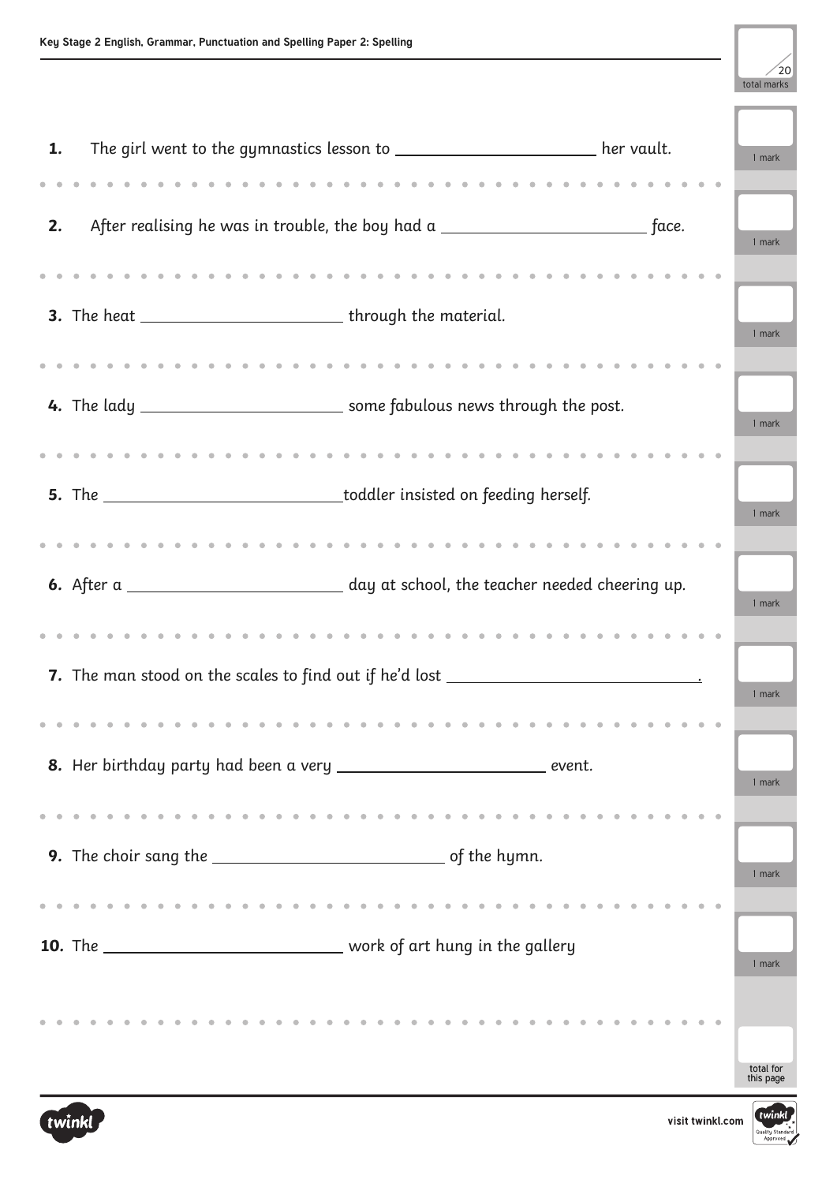| | /20 total marks |
|---|---|

1. The girl went to the gymnastics lesson to ______________________ her vault. — 1 mark

2. After realising he was in trouble, the boy had a ______________________ face. — 1 mark

3. The heat ______________________ through the material. — 1 mark

4. The lady ______________________ some fabulous news through the post. — 1 mark

5. The ______________________ toddler insisted on feeding herself. — 1 mark

6. After a ______________________ day at school, the teacher needed cheering up. — 1 mark

7. The man stood on the scales to find out if he'd lost ______________________. — 1 mark

8. Her birthday party had been a very ______________________ event. — 1 mark

9. The choir sang the ______________________ of the hymn. — 1 mark

10. The ______________________ work of art hung in the gallery — 1 mark

total for this page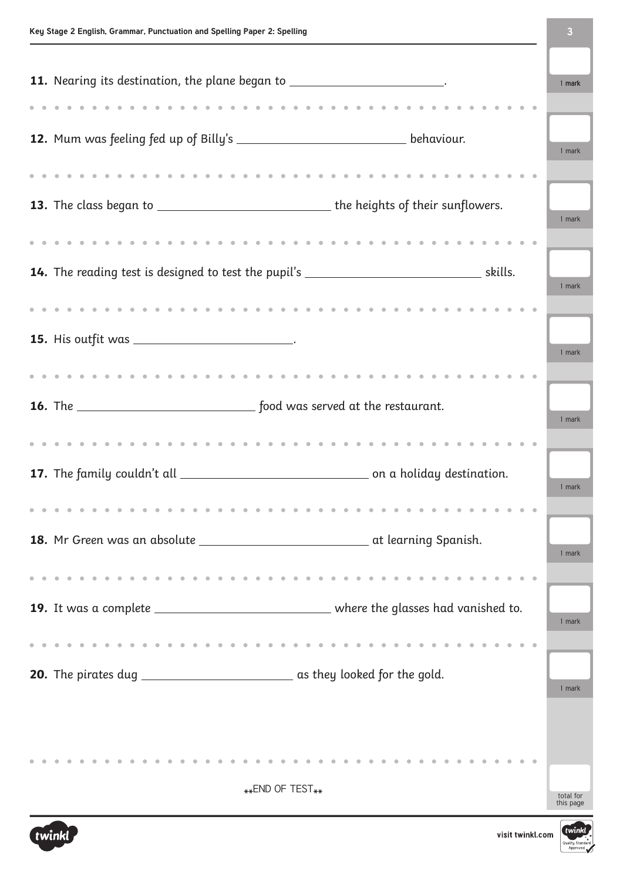**11.** Nearing its destination, the plane began to \_\_\_\_\_\_\_\_\_\_\_\_\_\_\_\_\_\_\_\_\_\_\_\_.

1 mark

**12.** Mum was feeling fed up of Billy's \_\_\_\_\_\_\_\_\_\_\_\_\_\_\_\_\_\_\_\_\_\_\_\_ behaviour.

1 mark

**13.** The class began to \_\_\_\_\_\_\_\_\_\_\_\_\_\_\_\_\_\_\_\_\_\_\_\_ the heights of their sunflowers.

1 mark

**14.** The reading test is designed to test the pupil's \_\_\_\_\_\_\_\_\_\_\_\_\_\_\_\_\_\_\_\_\_\_\_\_ skills.

1 mark

**15.** His outfit was \_\_\_\_\_\_\_\_\_\_\_\_\_\_\_\_\_\_\_\_\_\_\_\_.

1 mark

**16.** The \_\_\_\_\_\_\_\_\_\_\_\_\_\_\_\_\_\_\_\_\_\_\_\_ food was served at the restaurant.

1 mark

**17.** The family couldn't all \_\_\_\_\_\_\_\_\_\_\_\_\_\_\_\_\_\_\_\_\_\_\_\_ on a holiday destination.

1 mark

**18.** Mr Green was an absolute \_\_\_\_\_\_\_\_\_\_\_\_\_\_\_\_\_\_\_\_\_\_\_\_ at learning Spanish.

1 mark

**19.** It was a complete \_\_\_\_\_\_\_\_\_\_\_\_\_\_\_\_\_\_\_\_\_\_\_\_ where the glasses had vanished to.

1 mark

**20.** The pirates dug \_\_\_\_\_\_\_\_\_\_\_\_\_\_\_\_\_\_\_\_\_\_\_\_ as they looked for the gold.

1 mark

total for this page

\*\*END OF TEST\*\*